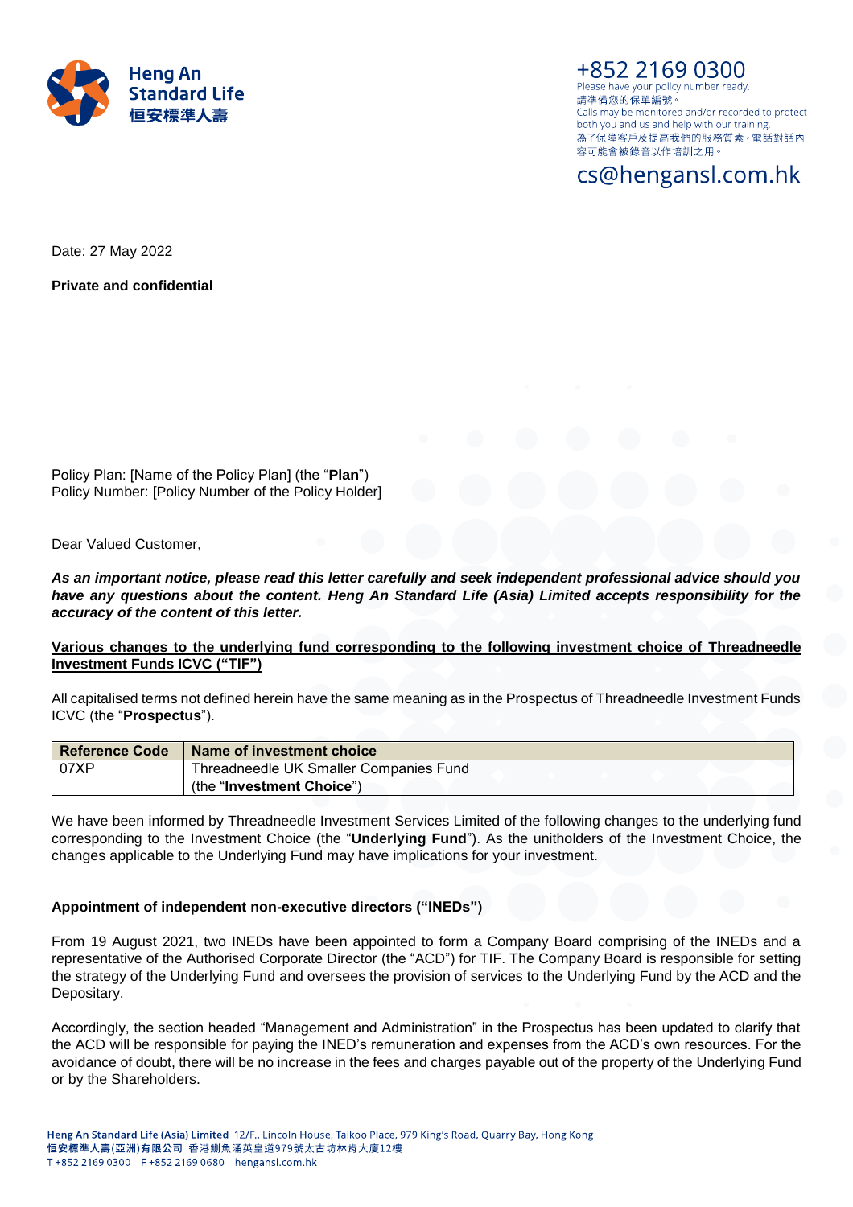Heng An Standard Life
恒安標準人壽

+852 2169 0300
Please have your policy number ready.
請準備您的保單編號。
Calls may be monitored and/or recorded to protect both you and us and help with our training.
為了保障客戶及提高我們的服務質素，電話對話內容可能會被錄音以作培訓之用。

cs@hengansl.com.hk

Date: 27 May 2022

**Private and confidential**

Policy Plan: [Name of the Policy Plan] (the "**Plan**")
Policy Number: [Policy Number of the Policy Holder]

Dear Valued Customer,

***As an important notice, please read this letter carefully and seek independent professional advice should you have any questions about the content. Heng An Standard Life (Asia) Limited accepts responsibility for the accuracy of the content of this letter.***

**Various changes to the underlying fund corresponding to the following investment choice of Threadneedle Investment Funds ICVC ("TIF")**

All capitalised terms not defined herein have the same meaning as in the Prospectus of Threadneedle Investment Funds ICVC (the "**Prospectus**").

| Reference Code | Name of investment choice |
|---|---|
| 07XP | Threadneedle UK Smaller Companies Fund (the "**Investment Choice**") |

We have been informed by Threadneedle Investment Services Limited of the following changes to the underlying fund corresponding to the Investment Choice (the "**Underlying Fund**"). As the unitholders of the Investment Choice, the changes applicable to the Underlying Fund may have implications for your investment.

**Appointment of independent non-executive directors ("INEDs")**

From 19 August 2021, two INEDs have been appointed to form a Company Board comprising of the INEDs and a representative of the Authorised Corporate Director (the "ACD") for TIF. The Company Board is responsible for setting the strategy of the Underlying Fund and oversees the provision of services to the Underlying Fund by the ACD and the Depositary.

Accordingly, the section headed "Management and Administration" in the Prospectus has been updated to clarify that the ACD will be responsible for paying the INED's remuneration and expenses from the ACD's own resources. For the avoidance of doubt, there will be no increase in the fees and charges payable out of the property of the Underlying Fund or by the Shareholders.

**Heng An Standard Life (Asia) Limited** 12/F., Lincoln House, Taikoo Place, 979 King's Road, Quarry Bay, Hong Kong
**恒安標準人壽(亞洲)有限公司** 香港鰂魚涌英皇道979號太古坊林肯大廈12樓
T +852 2169 0300 F +852 2169 0680 hengansl.com.hk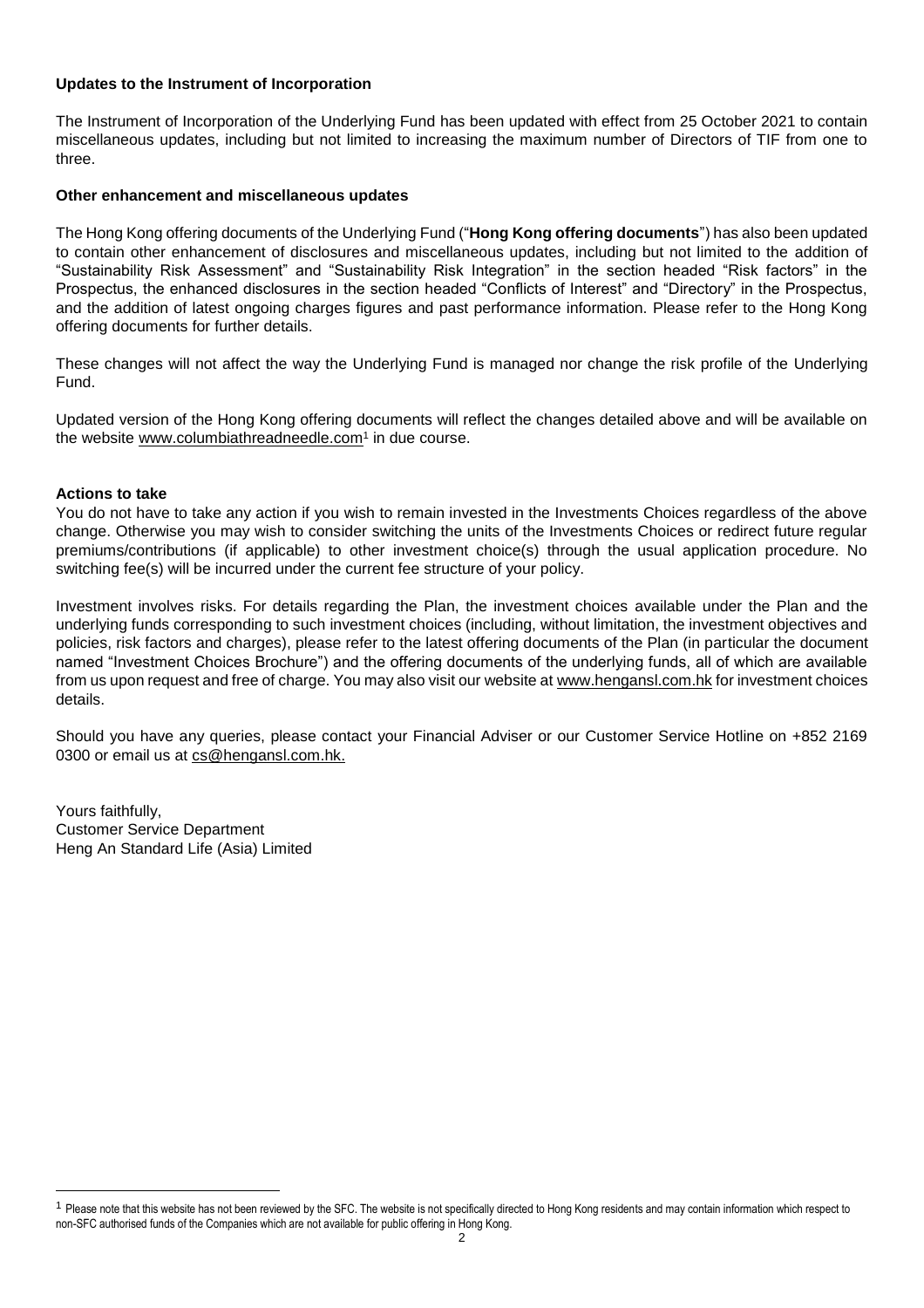**Updates to the Instrument of Incorporation**

The Instrument of Incorporation of the Underlying Fund has been updated with effect from 25 October 2021 to contain miscellaneous updates, including but not limited to increasing the maximum number of Directors of TIF from one to three.

**Other enhancement and miscellaneous updates**

The Hong Kong offering documents of the Underlying Fund ("**Hong Kong offering documents**") has also been updated to contain other enhancement of disclosures and miscellaneous updates, including but not limited to the addition of "Sustainability Risk Assessment" and "Sustainability Risk Integration" in the section headed "Risk factors" in the Prospectus, the enhanced disclosures in the section headed "Conflicts of Interest" and "Directory" in the Prospectus, and the addition of latest ongoing charges figures and past performance information. Please refer to the Hong Kong offering documents for further details.

These changes will not affect the way the Underlying Fund is managed nor change the risk profile of the Underlying Fund.

Updated version of the Hong Kong offering documents will reflect the changes detailed above and will be available on the website www.columbiathreadneedle.com[1] in due course.

**Actions to take**

You do not have to take any action if you wish to remain invested in the Investments Choices regardless of the above change. Otherwise you may wish to consider switching the units of the Investments Choices or redirect future regular premiums/contributions (if applicable) to other investment choice(s) through the usual application procedure. No switching fee(s) will be incurred under the current fee structure of your policy.

Investment involves risks. For details regarding the Plan, the investment choices available under the Plan and the underlying funds corresponding to such investment choices (including, without limitation, the investment objectives and policies, risk factors and charges), please refer to the latest offering documents of the Plan (in particular the document named "Investment Choices Brochure") and the offering documents of the underlying funds, all of which are available from us upon request and free of charge. You may also visit our website at www.hengansl.com.hk for investment choices details.

Should you have any queries, please contact your Financial Adviser or our Customer Service Hotline on +852 2169 0300 or email us at cs@hengansl.com.hk.

Yours faithfully,
Customer Service Department
Heng An Standard Life (Asia) Limited

---

[1] Please note that this website has not been reviewed by the SFC. The website is not specifically directed to Hong Kong residents and may contain information which respect to non-SFC authorised funds of the Companies which are not available for public offering in Hong Kong.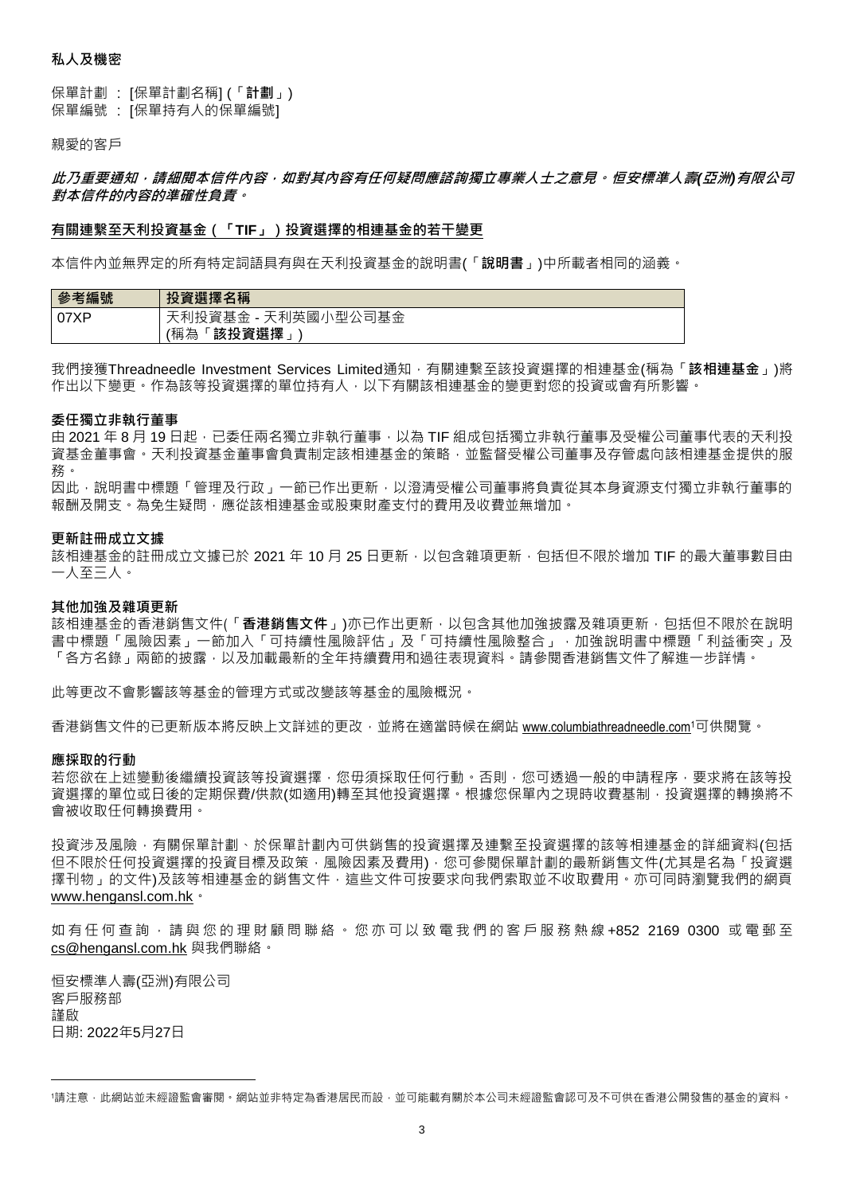**私人及機密**

保單計劃 ： [保單計劃名稱] (「**計劃**」)
保單編號 ： [保單持有人的保單編號]

親愛的客戶

***此乃重要通知，請細閱本信件內容，如對其內容有任何疑問應諮詢獨立專業人士之意見。恒安標準人壽(亞洲)有限公司對本信件的內容的準確性負責。***

**有關連繫至天利投資基金（「TIF」）投資選擇的相連基金的若干變更**

本信件內並無界定的所有特定詞語具有與在天利投資基金的說明書(「**說明書**」)中所載者相同的涵義。

| 參考編號 | 投資選擇名稱 |
|---|---|
| 07XP | 天利投資基金 - 天利英國小型公司基金<br>(稱為「**該投資選擇**」) |

我們接獲Threadneedle Investment Services Limited通知，有關連繫至該投資選擇的相連基金(稱為「**該相連基金**」)將作出以下變更。作為該等投資選擇的單位持有人，以下有關該相連基金的變更對您的投資或會有所影響。

**委任獨立非執行董事**

由 2021 年 8 月 19 日起，已委任兩名獨立非執行董事，以為 TIF 組成包括獨立非執行董事及受權公司董事代表的天利投資基金董事會。天利投資基金董事會負責制定該相連基金的策略，並監督受權公司董事及存管處向該相連基金提供的服務。

因此，說明書中標題「管理及行政」一節已作出更新，以澄清受權公司董事將負責從其本身資源支付獨立非執行董事的報酬及開支。為免生疑問，應從該相連基金或股東財產支付的費用及收費並無增加。

**更新註冊成立文據**

該相連基金的註冊成立文據已於 2021 年 10 月 25 日更新，以包含雜項更新，包括但不限於增加 TIF 的最大董事數目由一人至三人。

**其他加強及雜項更新**

該相連基金的香港銷售文件(「**香港銷售文件**」)亦已作出更新，以包含其他加強披露及雜項更新，包括但不限於在說明書中標題「風險因素」一節加入「可持續性風險評估」及「可持續性風險整合」，加強說明書中標題「利益衝突」及「各方名錄」兩節的披露，以及加載最新的全年持續費用和過往表現資料。請參閱香港銷售文件了解進一步詳情。

此等更改不會影響該等基金的管理方式或改變該等基金的風險概況。

香港銷售文件的已更新版本將反映上文詳述的更改，並將在適當時候在網站 www.columbiathreadneedle.com[1]可供閱覽。

**應採取的行動**

若您欲在上述變動後繼續投資該等投資選擇，您毋須採取任何行動。否則，您可透過一般的申請程序，要求將在該等投資選擇的單位或日後的定期保費/供款(如適用)轉至其他投資選擇。根據您保單內之現時收費基制，投資選擇的轉換將不會被收取任何轉換費用。

投資涉及風險，有關保單計劃、於保單計劃內可供銷售的投資選擇及連繫至投資選擇的該等相連基金的詳細資料(包括但不限於任何投資選擇的投資目標及政策，風險因素及費用)，您可參閱保單計劃的最新銷售文件(尤其是名為「投資選擇刊物」的文件)及該等相連基金的銷售文件，這些文件可按要求向我們索取並不收取費用。亦可同時瀏覽我們的網頁 www.hengansl.com.hk。

如有任何查詢，請與您的理財顧問聯絡。您亦可以致電我們的客戶服務熱線+852 2169 0300 或電郵至 cs@hengansl.com.hk 與我們聯絡。

恒安標準人壽(亞洲)有限公司
客戶服務部
謹啟
日期: 2022年5月27日

[1]請注意，此網站並未經證監會審閱。網站並非特定為香港居民而設，並可能載有關於本公司未經證監會認可及不可供在香港公開發售的基金的資料。